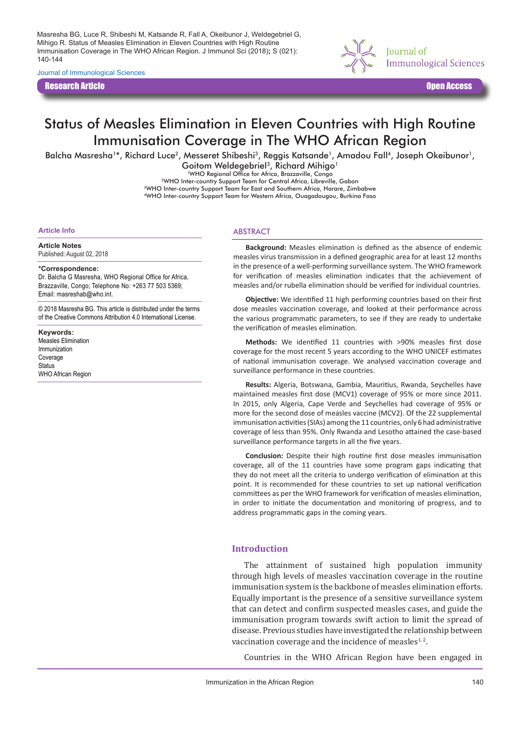# Status of Measles Elimination in Eleven Countries with High Routine Immunisation Coverage in The WHO African Region

Balcha Masresha[1]*, Richard Luce[2], Messeret Shibeshi[3], Reggis Katsande[1], Amadou Fall[4], Joseph Okeibunor[1], Goitom Weldegebriel[3], Richard Mihigo[1]

[1]WHO Regional Office for Africa, Brazzaville, Congo
[2]WHO Inter-country Support Team for Central Africa, Libreville, Gabon
[3]WHO Inter-country Support Team for East and Southern Africa, Harare, Zimbabwe
[4]WHO Inter-country Support Team for Western Africa, Ouagadougou, Burkina Faso

**Article Info**

**Article Notes**
Published: August 02, 2018

***Correspondence:**
Dr. Balcha G Masresha, WHO Regional Office for Africa, Brazzaville, Congo; Telephone No: +263 77 503 5369; Email: masreshab@who.int.

© 2018 Masresha BG. This article is distributed under the terms of the Creative Commons Attribution 4.0 International License.

**Keywords:**
Measles Elimination
Immunization
Coverage
Status
WHO African Region

## ABSTRACT

**Background:** Measles elimination is defined as the absence of endemic measles virus transmission in a defined geographic area for at least 12 months in the presence of a well-performing surveillance system. The WHO framework for verification of measles elimination indicates that the achievement of measles and/or rubella elimination should be verified for individual countries.

**Objective:** We identified 11 high performing countries based on their first dose measles vaccination coverage, and looked at their performance across the various programmatic parameters, to see if they are ready to undertake the verification of measles elimination.

**Methods:** We identified 11 countries with >90% measles first dose coverage for the most recent 5 years according to the WHO UNICEF estimates of national immunisation coverage. We analysed vaccination coverage and surveillance performance in these countries.

**Results:** Algeria, Botswana, Gambia, Mauritius, Rwanda, Seychelles have maintained measles first dose (MCV1) coverage of 95% or more since 2011. In 2015, only Algeria, Cape Verde and Seychelles had coverage of 95% or more for the second dose of measles vaccine (MCV2). Of the 22 supplemental immunisation activities (SIAs) among the 11 countries, only 6 had administrative coverage of less than 95%. Only Rwanda and Lesotho attained the case-based surveillance performance targets in all the five years.

**Conclusion:** Despite their high routine first dose measles immunisation coverage, all of the 11 countries have some program gaps indicating that they do not meet all the criteria to undergo verification of elimination at this point. It is recommended for these countries to set up national verification committees as per the WHO framework for verification of measles elimination, in order to initiate the documentation and monitoring of progress, and to address programmatic gaps in the coming years.

## Introduction

The attainment of sustained high population immunity through high levels of measles vaccination coverage in the routine immunisation system is the backbone of measles elimination efforts. Equally important is the presence of a sensitive surveillance system that can detect and confirm suspected measles cases, and guide the immunisation program towards swift action to limit the spread of disease. Previous studies have investigated the relationship between vaccination coverage and the incidence of measles[1,2].

Countries in the WHO African Region have been engaged in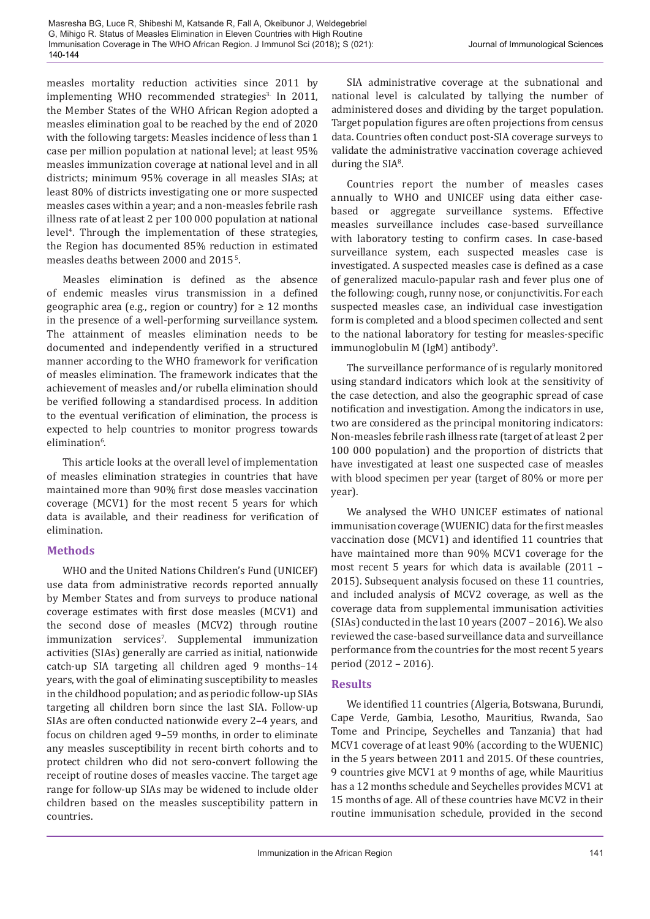measles mortality reduction activities since 2011 by implementing WHO recommended strategies[3]. In 2011, the Member States of the WHO African Region adopted a measles elimination goal to be reached by the end of 2020 with the following targets: Measles incidence of less than 1 case per million population at national level; at least 95% measles immunization coverage at national level and in all districts; minimum 95% coverage in all measles SIAs; at least 80% of districts investigating one or more suspected measles cases within a year; and a non-measles febrile rash illness rate of at least 2 per 100 000 population at national level[4]. Through the implementation of these strategies, the Region has documented 85% reduction in estimated measles deaths between 2000 and 2015[5].

Measles elimination is defined as the absence of endemic measles virus transmission in a defined geographic area (e.g., region or country) for ≥ 12 months in the presence of a well-performing surveillance system. The attainment of measles elimination needs to be documented and independently verified in a structured manner according to the WHO framework for verification of measles elimination. The framework indicates that the achievement of measles and/or rubella elimination should be verified following a standardised process. In addition to the eventual verification of elimination, the process is expected to help countries to monitor progress towards elimination[6].

This article looks at the overall level of implementation of measles elimination strategies in countries that have maintained more than 90% first dose measles vaccination coverage (MCV1) for the most recent 5 years for which data is available, and their readiness for verification of elimination.

## Methods

WHO and the United Nations Children's Fund (UNICEF) use data from administrative records reported annually by Member States and from surveys to produce national coverage estimates with first dose measles (MCV1) and the second dose of measles (MCV2) through routine immunization services[7]. Supplemental immunization activities (SIAs) generally are carried as initial, nationwide catch-up SIA targeting all children aged 9 months–14 years, with the goal of eliminating susceptibility to measles in the childhood population; and as periodic follow-up SIAs targeting all children born since the last SIA. Follow-up SIAs are often conducted nationwide every 2–4 years, and focus on children aged 9–59 months, in order to eliminate any measles susceptibility in recent birth cohorts and to protect children who did not sero-convert following the receipt of routine doses of measles vaccine. The target age range for follow-up SIAs may be widened to include older children based on the measles susceptibility pattern in countries.

SIA administrative coverage at the subnational and national level is calculated by tallying the number of administered doses and dividing by the target population. Target population figures are often projections from census data. Countries often conduct post-SIA coverage surveys to validate the administrative vaccination coverage achieved during the SIA[8].

Countries report the number of measles cases annually to WHO and UNICEF using data either case-based or aggregate surveillance systems. Effective measles surveillance includes case-based surveillance with laboratory testing to confirm cases. In case-based surveillance system, each suspected measles case is investigated. A suspected measles case is defined as a case of generalized maculo-papular rash and fever plus one of the following: cough, runny nose, or conjunctivitis. For each suspected measles case, an individual case investigation form is completed and a blood specimen collected and sent to the national laboratory for testing for measles-specific immunoglobulin M (IgM) antibody[9].

The surveillance performance of is regularly monitored using standard indicators which look at the sensitivity of the case detection, and also the geographic spread of case notification and investigation. Among the indicators in use, two are considered as the principal monitoring indicators: Non-measles febrile rash illness rate (target of at least 2 per 100 000 population) and the proportion of districts that have investigated at least one suspected case of measles with blood specimen per year (target of 80% or more per year).

We analysed the WHO UNICEF estimates of national immunisation coverage (WUENIC) data for the first measles vaccination dose (MCV1) and identified 11 countries that have maintained more than 90% MCV1 coverage for the most recent 5 years for which data is available (2011 – 2015). Subsequent analysis focused on these 11 countries, and included analysis of MCV2 coverage, as well as the coverage data from supplemental immunisation activities (SIAs) conducted in the last 10 years (2007 – 2016). We also reviewed the case-based surveillance data and surveillance performance from the countries for the most recent 5 years period (2012 – 2016).

## Results

We identified 11 countries (Algeria, Botswana, Burundi, Cape Verde, Gambia, Lesotho, Mauritius, Rwanda, Sao Tome and Principe, Seychelles and Tanzania) that had MCV1 coverage of at least 90% (according to the WUENIC) in the 5 years between 2011 and 2015. Of these countries, 9 countries give MCV1 at 9 months of age, while Mauritius has a 12 months schedule and Seychelles provides MCV1 at 15 months of age. All of these countries have MCV2 in their routine immunisation schedule, provided in the second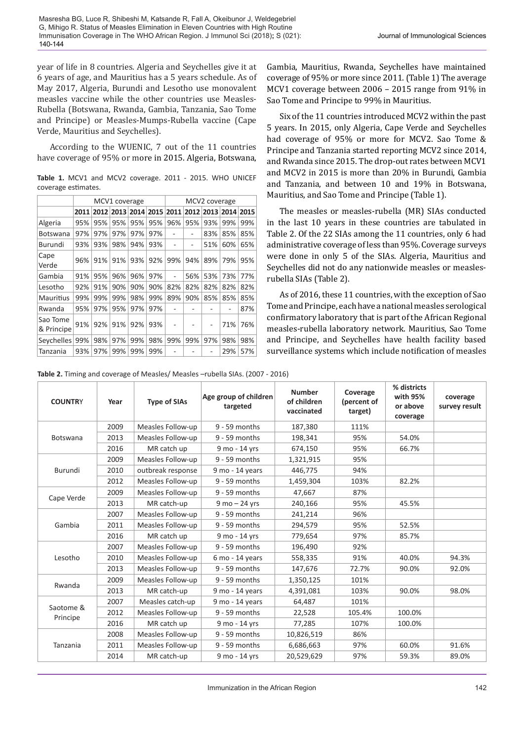year of life in 8 countries. Algeria and Seychelles give it at 6 years of age, and Mauritius has a 5 years schedule. As of May 2017, Algeria, Burundi and Lesotho use monovalent measles vaccine while the other countries use Measles-Rubella (Botswana, Rwanda, Gambia, Tanzania, Sao Tome and Principe) or Measles-Mumps-Rubella vaccine (Cape Verde, Mauritius and Seychelles).

According to the WUENIC, 7 out of the 11 countries have coverage of 95% or more in 2015. Algeria, Botswana, Gambia, Mauritius, Rwanda, Seychelles have maintained coverage of 95% or more since 2011. (Table 1) The average MCV1 coverage between 2006 – 2015 range from 91% in Sao Tome and Principe to 99% in Mauritius.

**Table 1.** MCV1 and MCV2 coverage. 2011 - 2015. WHO UNICEF coverage estimates.

| | MCV1 coverage | | | | | MCV2 coverage | | | | |
|---|---|---|---|---|---|---|---|---|---|---|
| | 2011 | 2012 | 2013 | 2014 | 2015 | 2011 | 2012 | 2013 | 2014 | 2015 |
| Algeria | 95% | 95% | 95% | 95% | 95% | 96% | 95% | 93% | 99% | 99% |
| Botswana | 97% | 97% | 97% | 97% | 97% | - | - | 83% | 85% | 85% |
| Burundi | 93% | 93% | 98% | 94% | 93% | - | - | 51% | 60% | 65% |
| Cape Verde | 96% | 91% | 91% | 93% | 92% | 99% | 94% | 89% | 79% | 95% |
| Gambia | 91% | 95% | 96% | 96% | 97% | - | 56% | 53% | 73% | 77% |
| Lesotho | 92% | 91% | 90% | 90% | 90% | 82% | 82% | 82% | 82% | 82% |
| Mauritius | 99% | 99% | 99% | 98% | 99% | 89% | 90% | 85% | 85% | 85% |
| Rwanda | 95% | 97% | 95% | 97% | 97% | - | - | - | - | 87% |
| Sao Tome & Principe | 91% | 92% | 91% | 92% | 93% | - | - | - | 71% | 76% |
| Seychelles | 99% | 98% | 97% | 99% | 98% | 99% | 99% | 97% | 98% | 98% |
| Tanzania | 93% | 97% | 99% | 99% | 99% | - | - | - | 29% | 57% |

Six of the 11 countries introduced MCV2 within the past 5 years. In 2015, only Algeria, Cape Verde and Seychelles had coverage of 95% or more for MCV2. Sao Tome & Principe and Tanzania started reporting MCV2 since 2014, and Rwanda since 2015. The drop-out rates between MCV1 and MCV2 in 2015 is more than 20% in Burundi, Gambia and Tanzania, and between 10 and 19% in Botswana, Mauritius, and Sao Tome and Principe (Table 1).

The measles or measles-rubella (MR) SIAs conducted in the last 10 years in these countries are tabulated in Table 2. Of the 22 SIAs among the 11 countries, only 6 had administrative coverage of less than 95%. Coverage surveys were done in only 5 of the SIAs. Algeria, Mauritius and Seychelles did not do any nationwide measles or measles-rubella SIAs (Table 2).

As of 2016, these 11 countries, with the exception of Sao Tome and Principe, each have a national measles serological confirmatory laboratory that is part of the African Regional measles-rubella laboratory network. Mauritius, Sao Tome and Principe, and Seychelles have health facility based surveillance systems which include notification of measles

**Table 2.** Timing and coverage of Measles/ Measles –rubella SIAs. (2007 - 2016)

| COUNTRY | Year | Type of SIAs | Age group of children targeted | Number of children vaccinated | Coverage (percent of target) | % districts with 95% or above coverage | coverage survey result |
|---|---|---|---|---|---|---|---|
| Botswana | 2009 | Measles Follow-up | 9 - 59 months | 187,380 | 111% | | |
| | 2013 | Measles Follow-up | 9 - 59 months | 198,341 | 95% | 54.0% | |
| | 2016 | MR catch up | 9 mo - 14 yrs | 674,150 | 95% | 66.7% | |
| Burundi | 2009 | Measles Follow-up | 9 - 59 months | 1,321,915 | 95% | | |
| | 2010 | outbreak response | 9 mo - 14 years | 446,775 | 94% | | |
| | 2012 | Measles Follow-up | 9 - 59 months | 1,459,304 | 103% | 82.2% | |
| Cape Verde | 2009 | Measles Follow-up | 9 - 59 months | 47,667 | 87% | | |
| | 2013 | MR catch-up | 9 mo – 24 yrs | 240,166 | 95% | 45.5% | |
| Gambia | 2007 | Measles Follow-up | 9 - 59 months | 241,214 | 96% | | |
| | 2011 | Measles Follow-up | 9 - 59 months | 294,579 | 95% | 52.5% | |
| | 2016 | MR catch up | 9 mo - 14 yrs | 779,654 | 97% | 85.7% | |
| Lesotho | 2007 | Measles Follow-up | 9 - 59 months | 196,490 | 92% | | |
| | 2010 | Measles Follow-up | 6 mo - 14 years | 558,335 | 91% | 40.0% | 94.3% |
| | 2013 | Measles Follow-up | 9 - 59 months | 147,676 | 72.7% | 90.0% | 92.0% |
| Rwanda | 2009 | Measles Follow-up | 9 - 59 months | 1,350,125 | 101% | | |
| | 2013 | MR catch-up | 9 mo - 14 years | 4,391,081 | 103% | 90.0% | 98.0% |
| Saotome & Principe | 2007 | Measles catch-up | 9 mo - 14 years | 64,487 | 101% | | |
| | 2012 | Measles Follow-up | 9 - 59 months | 22,528 | 105.4% | 100.0% | |
| | 2016 | MR catch up | 9 mo - 14 yrs | 77,285 | 107% | 100.0% | |
| Tanzania | 2008 | Measles Follow-up | 9 - 59 months | 10,826,519 | 86% | | |
| | 2011 | Measles Follow-up | 9 - 59 months | 6,686,663 | 97% | 60.0% | 91.6% |
| | 2014 | MR catch-up | 9 mo - 14 yrs | 20,529,629 | 97% | 59.3% | 89.0% |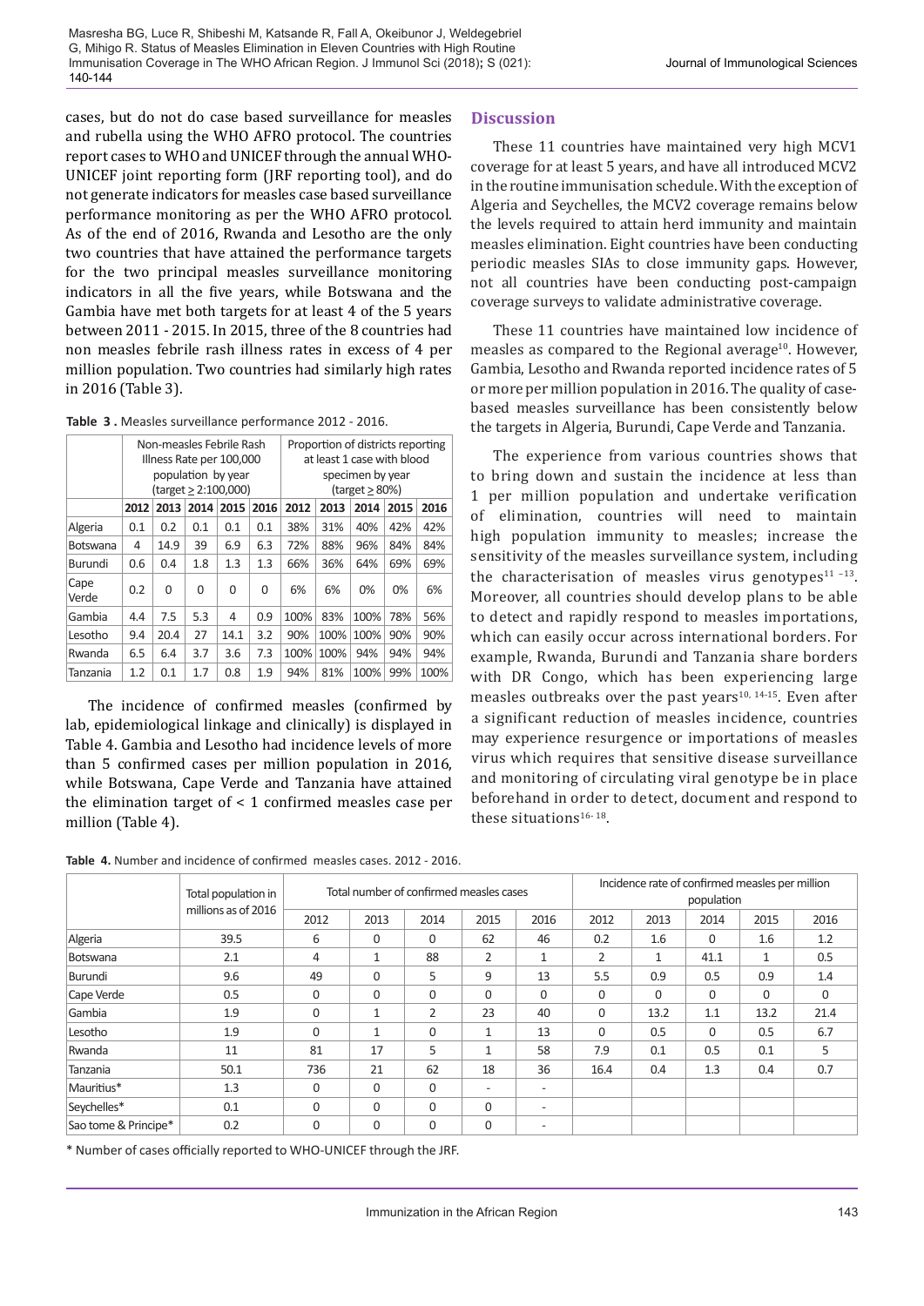cases, but do not do case based surveillance for measles and rubella using the WHO AFRO protocol. The countries report cases to WHO and UNICEF through the annual WHO-UNICEF joint reporting form (JRF reporting tool), and do not generate indicators for measles case based surveillance performance monitoring as per the WHO AFRO protocol. As of the end of 2016, Rwanda and Lesotho are the only two countries that have attained the performance targets for the two principal measles surveillance monitoring indicators in all the five years, while Botswana and the Gambia have met both targets for at least 4 of the 5 years between 2011 - 2015. In 2015, three of the 8 countries had non measles febrile rash illness rates in excess of 4 per million population. Two countries had similarly high rates in 2016 (Table 3).

**Table 3 .** Measles surveillance performance 2012 - 2016.

| | Non-measles Febrile Rash Illness Rate per 100,000 population by year (target ≥ 2:100,000) | | | | | Proportion of districts reporting at least 1 case with blood specimen by year (target ≥ 80%) | | | | |
|---|---|---|---|---|---|---|---|---|---|---|
| | 2012 | 2013 | 2014 | 2015 | 2016 | 2012 | 2013 | 2014 | 2015 | 2016 |
| Algeria | 0.1 | 0.2 | 0.1 | 0.1 | 0.1 | 38% | 31% | 40% | 42% | 42% |
| Botswana | 4 | 14.9 | 39 | 6.9 | 6.3 | 72% | 88% | 96% | 84% | 84% |
| Burundi | 0.6 | 0.4 | 1.8 | 1.3 | 1.3 | 66% | 36% | 64% | 69% | 69% |
| Cape Verde | 0.2 | 0 | 0 | 0 | 0 | 6% | 6% | 0% | 0% | 6% |
| Gambia | 4.4 | 7.5 | 5.3 | 4 | 0.9 | 100% | 83% | 100% | 78% | 56% |
| Lesotho | 9.4 | 20.4 | 27 | 14.1 | 3.2 | 90% | 100% | 100% | 90% | 90% |
| Rwanda | 6.5 | 6.4 | 3.7 | 3.6 | 7.3 | 100% | 100% | 94% | 94% | 94% |
| Tanzania | 1.2 | 0.1 | 1.7 | 0.8 | 1.9 | 94% | 81% | 100% | 99% | 100% |

The incidence of confirmed measles (confirmed by lab, epidemiological linkage and clinically) is displayed in Table 4. Gambia and Lesotho had incidence levels of more than 5 confirmed cases per million population in 2016, while Botswana, Cape Verde and Tanzania have attained the elimination target of < 1 confirmed measles case per million (Table 4).

## Discussion

These 11 countries have maintained very high MCV1 coverage for at least 5 years, and have all introduced MCV2 in the routine immunisation schedule. With the exception of Algeria and Seychelles, the MCV2 coverage remains below the levels required to attain herd immunity and maintain measles elimination. Eight countries have been conducting periodic measles SIAs to close immunity gaps. However, not all countries have been conducting post-campaign coverage surveys to validate administrative coverage.

These 11 countries have maintained low incidence of measles as compared to the Regional average[10]. However, Gambia, Lesotho and Rwanda reported incidence rates of 5 or more per million population in 2016. The quality of case-based measles surveillance has been consistently below the targets in Algeria, Burundi, Cape Verde and Tanzania.

The experience from various countries shows that to bring down and sustain the incidence at less than 1 per million population and undertake verification of elimination, countries will need to maintain high population immunity to measles; increase the sensitivity of the measles surveillance system, including the characterisation of measles virus genotypes[11 -13]. Moreover, all countries should develop plans to be able to detect and rapidly respond to measles importations, which can easily occur across international borders. For example, Rwanda, Burundi and Tanzania share borders with DR Congo, which has been experiencing large measles outbreaks over the past years[10, 14-15]. Even after a significant reduction of measles incidence, countries may experience resurgence or importations of measles virus which requires that sensitive disease surveillance and monitoring of circulating viral genotype be in place beforehand in order to detect, document and respond to these situations[16- 18].

**Table 4.** Number and incidence of confirmed measles cases. 2012 - 2016.

| | Total population in millions as of 2016 | Total number of confirmed measles cases | | | | | Incidence rate of confirmed measles per million population | | | | |
|---|---|---|---|---|---|---|---|---|---|---|---|
| | | 2012 | 2013 | 2014 | 2015 | 2016 | 2012 | 2013 | 2014 | 2015 | 2016 |
| Algeria | 39.5 | 6 | 0 | 0 | 62 | 46 | 0.2 | 1.6 | 0 | 1.6 | 1.2 |
| Botswana | 2.1 | 4 | 1 | 88 | 2 | 1 | 2 | 1 | 41.1 | 1 | 0.5 |
| Burundi | 9.6 | 49 | 0 | 5 | 9 | 13 | 5.5 | 0.9 | 0.5 | 0.9 | 1.4 |
| Cape Verde | 0.5 | 0 | 0 | 0 | 0 | 0 | 0 | 0 | 0 | 0 | 0 |
| Gambia | 1.9 | 0 | 1 | 2 | 23 | 40 | 0 | 13.2 | 1.1 | 13.2 | 21.4 |
| Lesotho | 1.9 | 0 | 1 | 0 | 1 | 13 | 0 | 0.5 | 0 | 0.5 | 6.7 |
| Rwanda | 11 | 81 | 17 | 5 | 1 | 58 | 7.9 | 0.1 | 0.5 | 0.1 | 5 |
| Tanzania | 50.1 | 736 | 21 | 62 | 18 | 36 | 16.4 | 0.4 | 1.3 | 0.4 | 0.7 |
| Mauritius* | 1.3 | 0 | 0 | 0 | - | - | | | | | |
| Seychelles* | 0.1 | 0 | 0 | 0 | 0 | - | | | | | |
| Sao tome & Principe* | 0.2 | 0 | 0 | 0 | 0 | - | | | | | |

* Number of cases officially reported to WHO-UNICEF through the JRF.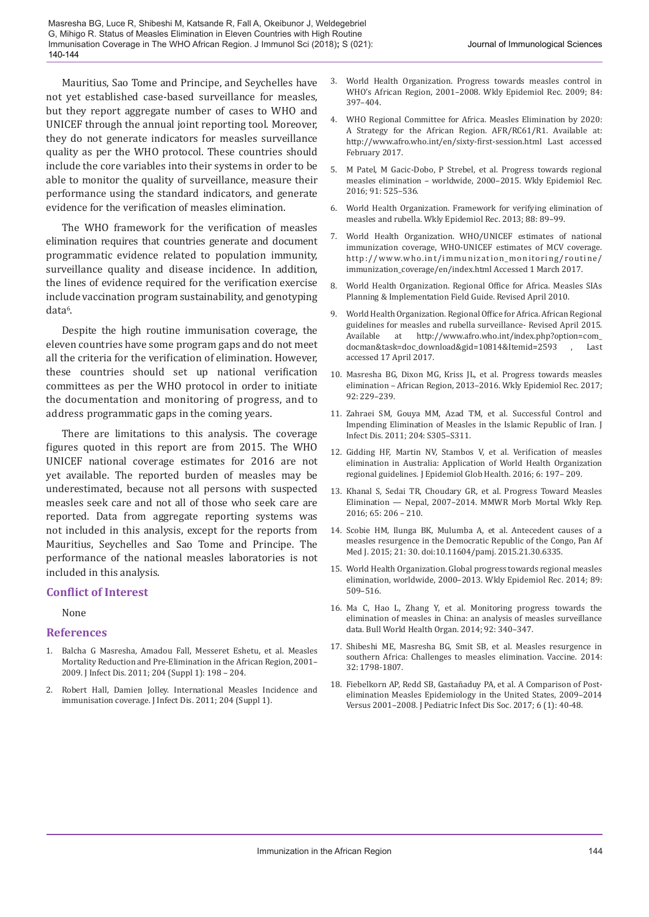Mauritius, Sao Tome and Principe, and Seychelles have not yet established case-based surveillance for measles, but they report aggregate number of cases to WHO and UNICEF through the annual joint reporting tool. Moreover, they do not generate indicators for measles surveillance quality as per the WHO protocol. These countries should include the core variables into their systems in order to be able to monitor the quality of surveillance, measure their performance using the standard indicators, and generate evidence for the verification of measles elimination.

The WHO framework for the verification of measles elimination requires that countries generate and document programmatic evidence related to population immunity, surveillance quality and disease incidence. In addition, the lines of evidence required for the verification exercise include vaccination program sustainability, and genotyping data[6].

Despite the high routine immunisation coverage, the eleven countries have some program gaps and do not meet all the criteria for the verification of elimination. However, these countries should set up national verification committees as per the WHO protocol in order to initiate the documentation and monitoring of progress, and to address programmatic gaps in the coming years.

There are limitations to this analysis. The coverage figures quoted in this report are from 2015. The WHO UNICEF national coverage estimates for 2016 are not yet available. The reported burden of measles may be underestimated, because not all persons with suspected measles seek care and not all of those who seek care are reported. Data from aggregate reporting systems was not included in this analysis, except for the reports from Mauritius, Seychelles and Sao Tome and Principe. The performance of the national measles laboratories is not included in this analysis.

## Conflict of Interest

None

## References

1. Balcha G Masresha, Amadou Fall, Messeret Eshetu, et al. Measles Mortality Reduction and Pre-Elimination in the African Region, 2001–2009. J Infect Dis. 2011; 204 (Suppl 1): 198 – 204.
2. Robert Hall, Damien Jolley. International Measles Incidence and immunisation coverage. J Infect Dis. 2011; 204 (Suppl 1).
3. World Health Organization. Progress towards measles control in WHO's African Region, 2001–2008. Wkly Epidemiol Rec. 2009; 84: 397–404.
4. WHO Regional Committee for Africa. Measles Elimination by 2020: A Strategy for the African Region. AFR/RC61/R1. Available at: http://www.afro.who.int/en/sixty-first-session.html Last accessed February 2017.
5. M Patel, M Gacic-Dobo, P Strebel, et al. Progress towards regional measles elimination – worldwide, 2000–2015. Wkly Epidemiol Rec. 2016; 91: 525–536.
6. World Health Organization. Framework for verifying elimination of measles and rubella. Wkly Epidemiol Rec. 2013; 88: 89–99.
7. World Health Organization. WHO/UNICEF estimates of national immunization coverage, WHO-UNICEF estimates of MCV coverage. http://www.who.int/immunization_monitoring/routine/immunization_coverage/en/index.html Accessed 1 March 2017.
8. World Health Organization. Regional Office for Africa. Measles SIAs Planning & Implementation Field Guide. Revised April 2010.
9. World Health Organization. Regional Office for Africa. African Regional guidelines for measles and rubella surveillance- Revised April 2015. Available at http://www.afro.who.int/index.php?option=com_docman&task=doc_download&gid=10814&Itemid=2593 , Last accessed 17 April 2017.
10. Masresha BG, Dixon MG, Kriss JL, et al. Progress towards measles elimination – African Region, 2013–2016. Wkly Epidemiol Rec. 2017; 92: 229–239.
11. Zahraei SM, Gouya MM, Azad TM, et al. Successful Control and Impending Elimination of Measles in the Islamic Republic of Iran. J Infect Dis. 2011; 204: S305–S311.
12. Gidding HF, Martin NV, Stambos V, et al. Verification of measles elimination in Australia: Application of World Health Organization regional guidelines. J Epidemiol Glob Health. 2016; 6: 197– 209.
13. Khanal S, Sedai TR, Choudary GR, et al. Progress Toward Measles Elimination — Nepal, 2007–2014. MMWR Morb Mortal Wkly Rep. 2016; 65: 206 – 210.
14. Scobie HM, Ilunga BK, Mulumba A, et al. Antecedent causes of a measles resurgence in the Democratic Republic of the Congo, Pan Af Med J. 2015; 21: 30. doi:10.11604/pamj. 2015.21.30.6335.
15. World Health Organization. Global progress towards regional measles elimination, worldwide, 2000–2013. Wkly Epidemiol Rec. 2014; 89: 509–516.
16. Ma C, Hao L, Zhang Y, et al. Monitoring progress towards the elimination of measles in China: an analysis of measles surveillance data. Bull World Health Organ. 2014; 92: 340–347.
17. Shibeshi ME, Masresha BG, Smit SB, et al. Measles resurgence in southern Africa: Challenges to measles elimination. Vaccine. 2014: 32: 1798-1807.
18. Fiebelkorn AP, Redd SB, Gastañaduy PA, et al. A Comparison of Post-elimination Measles Epidemiology in the United States, 2009–2014 Versus 2001–2008. J Pediatric Infect Dis Soc. 2017; 6 (1): 40-48.